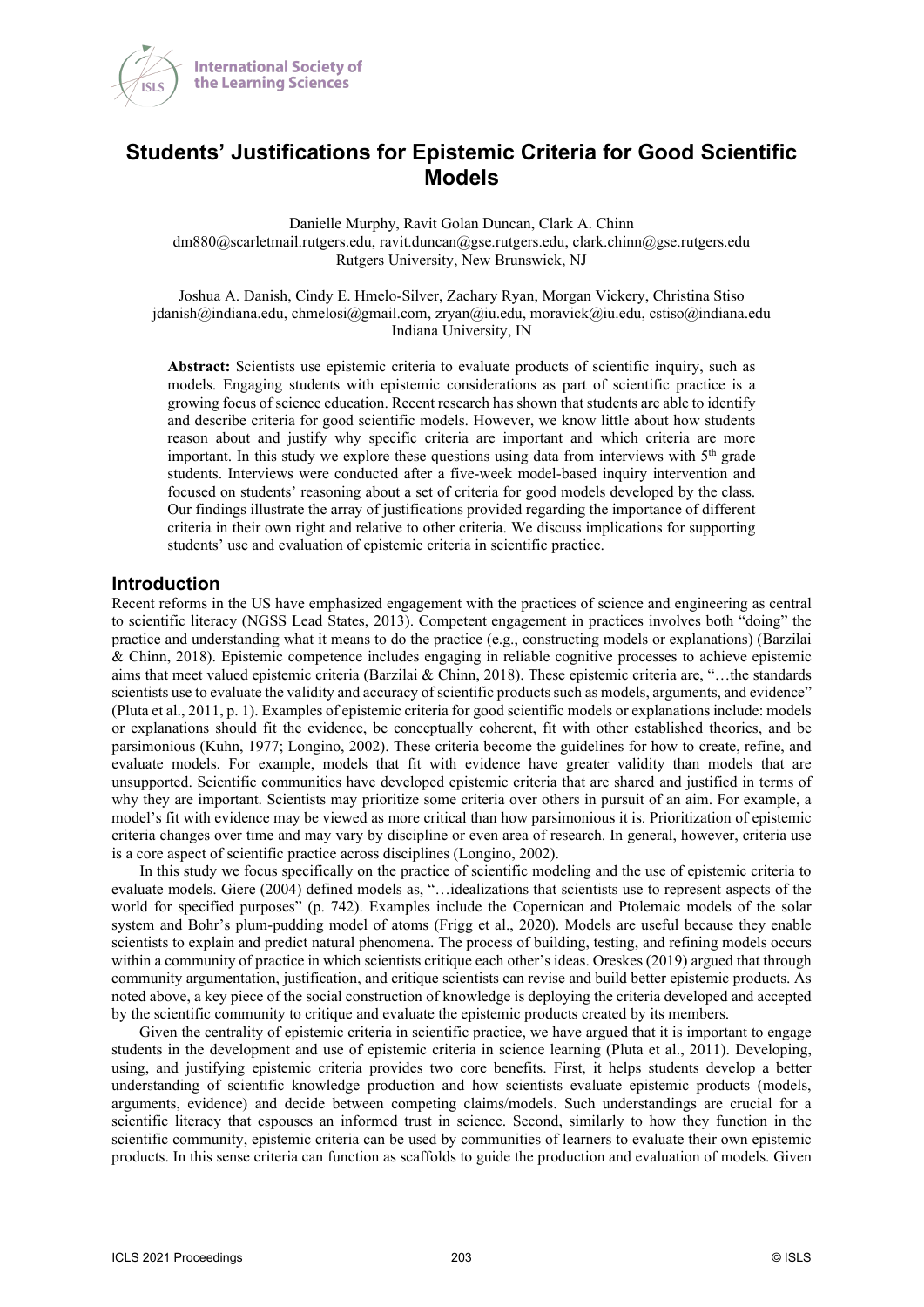# Students' Justifications for Epistemic Criteria for Good Scientific Models

Danielle Murphy, Ravit Golan Duncan, Clark A. Chinn
dm880@scarletmail.rutgers.edu, ravit.duncan@gse.rutgers.edu, clark.chinn@gse.rutgers.edu
Rutgers University, New Brunswick, NJ

Joshua A. Danish, Cindy E. Hmelo-Silver, Zachary Ryan, Morgan Vickery, Christina Stiso
jdanish@indiana.edu, chmelosi@gmail.com, zryan@iu.edu, moravick@iu.edu, cstiso@indiana.edu
Indiana University, IN

**Abstract:** Scientists use epistemic criteria to evaluate products of scientific inquiry, such as models. Engaging students with epistemic considerations as part of scientific practice is a growing focus of science education. Recent research has shown that students are able to identify and describe criteria for good scientific models. However, we know little about how students reason about and justify why specific criteria are important and which criteria are more important. In this study we explore these questions using data from interviews with 5th grade students. Interviews were conducted after a five-week model-based inquiry intervention and focused on students' reasoning about a set of criteria for good models developed by the class. Our findings illustrate the array of justifications provided regarding the importance of different criteria in their own right and relative to other criteria. We discuss implications for supporting students' use and evaluation of epistemic criteria in scientific practice.

## Introduction

Recent reforms in the US have emphasized engagement with the practices of science and engineering as central to scientific literacy (NGSS Lead States, 2013). Competent engagement in practices involves both "doing" the practice and understanding what it means to do the practice (e.g., constructing models or explanations) (Barzilai & Chinn, 2018). Epistemic competence includes engaging in reliable cognitive processes to achieve epistemic aims that meet valued epistemic criteria (Barzilai & Chinn, 2018). These epistemic criteria are, "…the standards scientists use to evaluate the validity and accuracy of scientific products such as models, arguments, and evidence" (Pluta et al., 2011, p. 1). Examples of epistemic criteria for good scientific models or explanations include: models or explanations should fit the evidence, be conceptually coherent, fit with other established theories, and be parsimonious (Kuhn, 1977; Longino, 2002). These criteria become the guidelines for how to create, refine, and evaluate models. For example, models that fit with evidence have greater validity than models that are unsupported. Scientific communities have developed epistemic criteria that are shared and justified in terms of why they are important. Scientists may prioritize some criteria over others in pursuit of an aim. For example, a model's fit with evidence may be viewed as more critical than how parsimonious it is. Prioritization of epistemic criteria changes over time and may vary by discipline or even area of research. In general, however, criteria use is a core aspect of scientific practice across disciplines (Longino, 2002).

In this study we focus specifically on the practice of scientific modeling and the use of epistemic criteria to evaluate models. Giere (2004) defined models as, "…idealizations that scientists use to represent aspects of the world for specified purposes" (p. 742). Examples include the Copernican and Ptolemaic models of the solar system and Bohr's plum-pudding model of atoms (Frigg et al., 2020). Models are useful because they enable scientists to explain and predict natural phenomena. The process of building, testing, and refining models occurs within a community of practice in which scientists critique each other's ideas. Oreskes (2019) argued that through community argumentation, justification, and critique scientists can revise and build better epistemic products. As noted above, a key piece of the social construction of knowledge is deploying the criteria developed and accepted by the scientific community to critique and evaluate the epistemic products created by its members.

Given the centrality of epistemic criteria in scientific practice, we have argued that it is important to engage students in the development and use of epistemic criteria in science learning (Pluta et al., 2011). Developing, using, and justifying epistemic criteria provides two core benefits. First, it helps students develop a better understanding of scientific knowledge production and how scientists evaluate epistemic products (models, arguments, evidence) and decide between competing claims/models. Such understandings are crucial for a scientific literacy that espouses an informed trust in science. Second, similarly to how they function in the scientific community, epistemic criteria can be used by communities of learners to evaluate their own epistemic products. In this sense criteria can function as scaffolds to guide the production and evaluation of models. Given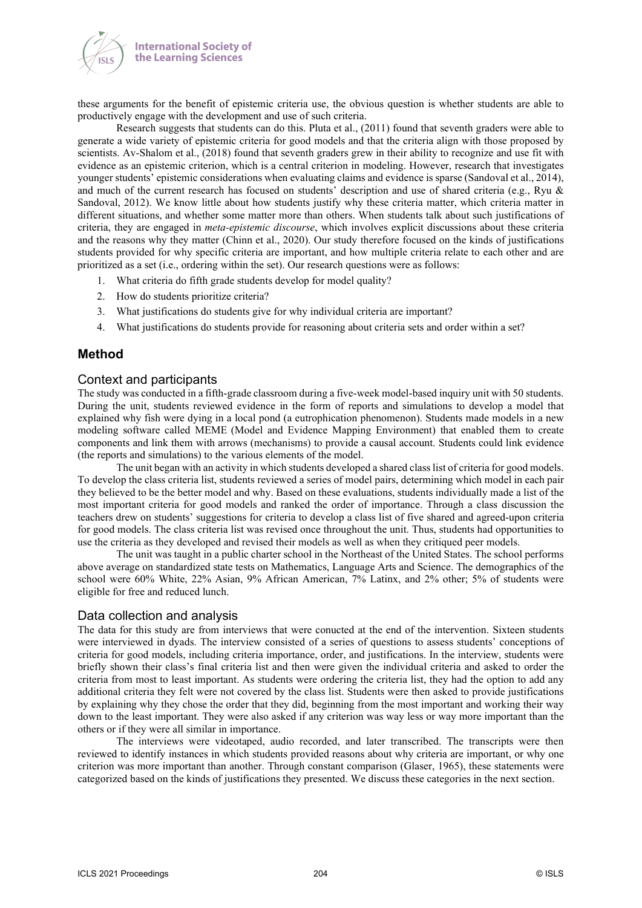these arguments for the benefit of epistemic criteria use, the obvious question is whether students are able to productively engage with the development and use of such criteria.

Research suggests that students can do this. Pluta et al., (2011) found that seventh graders were able to generate a wide variety of epistemic criteria for good models and that the criteria align with those proposed by scientists. Av-Shalom et al., (2018) found that seventh graders grew in their ability to recognize and use fit with evidence as an epistemic criterion, which is a central criterion in modeling. However, research that investigates younger students' epistemic considerations when evaluating claims and evidence is sparse (Sandoval et al., 2014), and much of the current research has focused on students' description and use of shared criteria (e.g., Ryu & Sandoval, 2012). We know little about how students justify why these criteria matter, which criteria matter in different situations, and whether some matter more than others. When students talk about such justifications of criteria, they are engaged in *meta-epistemic discourse*, which involves explicit discussions about these criteria and the reasons why they matter (Chinn et al., 2020). Our study therefore focused on the kinds of justifications students provided for why specific criteria are important, and how multiple criteria relate to each other and are prioritized as a set (i.e., ordering within the set). Our research questions were as follows:

1. What criteria do fifth grade students develop for model quality?
2. How do students prioritize criteria?
3. What justifications do students give for why individual criteria are important?
4. What justifications do students provide for reasoning about criteria sets and order within a set?

## Method

### Context and participants

The study was conducted in a fifth-grade classroom during a five-week model-based inquiry unit with 50 students. During the unit, students reviewed evidence in the form of reports and simulations to develop a model that explained why fish were dying in a local pond (a eutrophication phenomenon). Students made models in a new modeling software called MEME (Model and Evidence Mapping Environment) that enabled them to create components and link them with arrows (mechanisms) to provide a causal account. Students could link evidence (the reports and simulations) to the various elements of the model.

The unit began with an activity in which students developed a shared class list of criteria for good models. To develop the class criteria list, students reviewed a series of model pairs, determining which model in each pair they believed to be the better model and why. Based on these evaluations, students individually made a list of the most important criteria for good models and ranked the order of importance. Through a class discussion the teachers drew on students' suggestions for criteria to develop a class list of five shared and agreed-upon criteria for good models. The class criteria list was revised once throughout the unit. Thus, students had opportunities to use the criteria as they developed and revised their models as well as when they critiqued peer models.

The unit was taught in a public charter school in the Northeast of the United States. The school performs above average on standardized state tests on Mathematics, Language Arts and Science. The demographics of the school were 60% White, 22% Asian, 9% African American, 7% Latinx, and 2% other; 5% of students were eligible for free and reduced lunch.

### Data collection and analysis

The data for this study are from interviews that were conucted at the end of the intervention. Sixteen students were interviewed in dyads. The interview consisted of a series of questions to assess students' conceptions of criteria for good models, including criteria importance, order, and justifications. In the interview, students were briefly shown their class's final criteria list and then were given the individual criteria and asked to order the criteria from most to least important. As students were ordering the criteria list, they had the option to add any additional criteria they felt were not covered by the class list. Students were then asked to provide justifications by explaining why they chose the order that they did, beginning from the most important and working their way down to the least important. They were also asked if any criterion was way less or way more important than the others or if they were all similar in importance.

The interviews were videotaped, audio recorded, and later transcribed. The transcripts were then reviewed to identify instances in which students provided reasons about why criteria are important, or why one criterion was more important than another. Through constant comparison (Glaser, 1965), these statements were categorized based on the kinds of justifications they presented. We discuss these categories in the next section.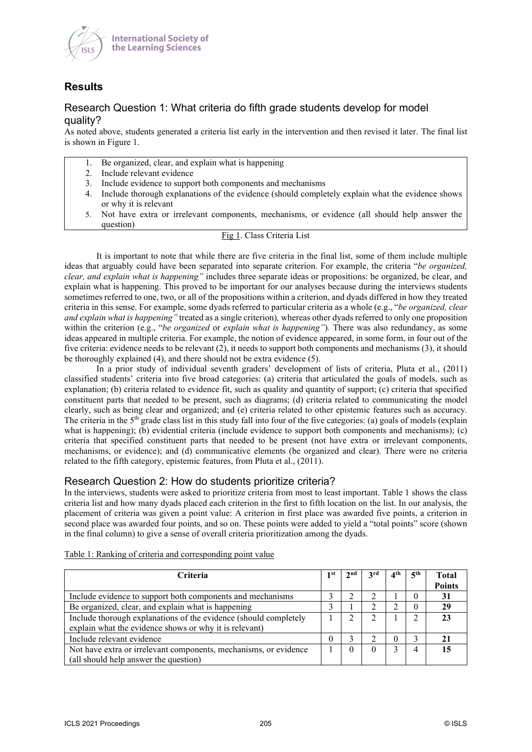## Results

### Research Question 1: What criteria do fifth grade students develop for model quality?

As noted above, students generated a criteria list early in the intervention and then revised it later. The final list is shown in Figure 1.

1. Be organized, clear, and explain what is happening
2. Include relevant evidence
3. Include evidence to support both components and mechanisms
4. Include thorough explanations of the evidence (should completely explain what the evidence shows or why it is relevant
5. Not have extra or irrelevant components, mechanisms, or evidence (all should help answer the question)

Fig 1. Class Criteria List

It is important to note that while there are five criteria in the final list, some of them include multiple ideas that arguably could have been separated into separate criterion. For example, the criteria "*be organized, clear, and explain what is happening"* includes three separate ideas or propositions: be organized, be clear, and explain what is happening. This proved to be important for our analyses because during the interviews students sometimes referred to one, two, or all of the propositions within a criterion, and dyads differed in how they treated criteria in this sense. For example, some dyads referred to particular criteria as a whole (e.g., "*be organized, clear and explain what is happening"* treated as a single criterion)*,* whereas other dyads referred to only one proposition within the criterion (e.g., "*be organized* or *explain what is happening")*. There was also redundancy, as some ideas appeared in multiple criteria. For example, the notion of evidence appeared, in some form, in four out of the five criteria: evidence needs to be relevant (2), it needs to support both components and mechanisms (3), it should be thoroughly explained (4), and there should not be extra evidence (5).

In a prior study of individual seventh graders' development of lists of criteria, Pluta et al., (2011) classified students' criteria into five broad categories: (a) criteria that articulated the goals of models, such as explanation; (b) criteria related to evidence fit, such as quality and quantity of support; (c) criteria that specified constituent parts that needed to be present, such as diagrams; (d) criteria related to communicating the model clearly, such as being clear and organized; and (e) criteria related to other epistemic features such as accuracy. The criteria in the 5th grade class list in this study fall into four of the five categories: (a) goals of models (explain what is happening); (b) evidential criteria (include evidence to support both components and mechanisms); (c) criteria that specified constituent parts that needed to be present (not have extra or irrelevant components, mechanisms, or evidence); and (d) communicative elements (be organized and clear). There were no criteria related to the fifth category, epistemic features, from Pluta et al., (2011).

### Research Question 2: How do students prioritize criteria?

In the interviews, students were asked to prioritize criteria from most to least important. Table 1 shows the class criteria list and how many dyads placed each criterion in the first to fifth location on the list. In our analysis, the placement of criteria was given a point value: A criterion in first place was awarded five points, a criterion in second place was awarded four points, and so on. These points were added to yield a "total points" score (shown in the final column) to give a sense of overall criteria prioritization among the dyads.

Table 1: Ranking of criteria and corresponding point value

| Criteria | 1st | 2nd | 3rd | 4th | 5th | Total Points |
|---|---|---|---|---|---|---|
| Include evidence to support both components and mechanisms | 3 | 2 | 2 | 1 | 0 | **31** |
| Be organized, clear, and explain what is happening | 3 | 1 | 2 | 2 | 0 | **29** |
| Include thorough explanations of the evidence (should completely explain what the evidence shows or why it is relevant) | 1 | 2 | 2 | 1 | 2 | **23** |
| Include relevant evidence | 0 | 3 | 2 | 0 | 3 | **21** |
| Not have extra or irrelevant components, mechanisms, or evidence (all should help answer the question) | 1 | 0 | 0 | 3 | 4 | **15** |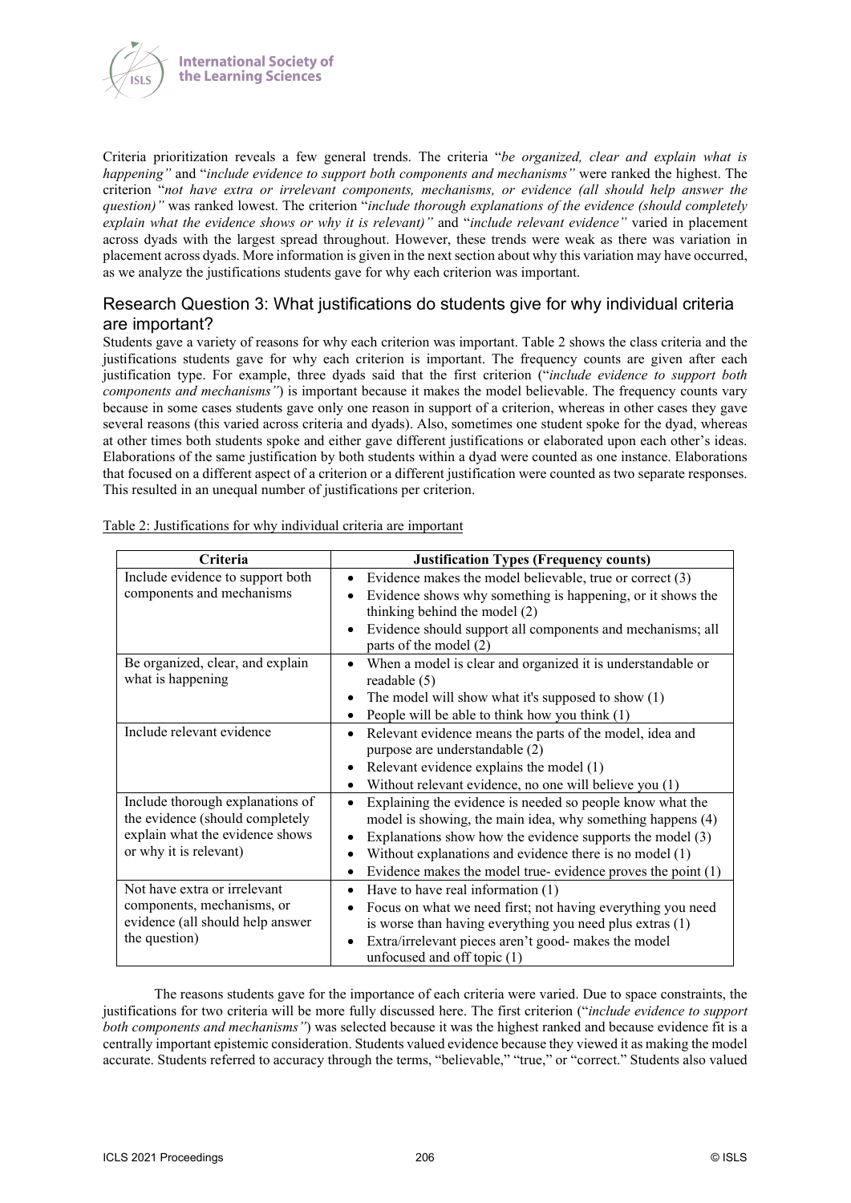Criteria prioritization reveals a few general trends. The criteria "*be organized, clear and explain what is happening"* and "*include evidence to support both components and mechanisms"* were ranked the highest. The criterion "*not have extra or irrelevant components, mechanisms, or evidence (all should help answer the question)"* was ranked lowest. The criterion "*include thorough explanations of the evidence (should completely explain what the evidence shows or why it is relevant)"* and "*include relevant evidence"* varied in placement across dyads with the largest spread throughout. However, these trends were weak as there was variation in placement across dyads. More information is given in the next section about why this variation may have occurred, as we analyze the justifications students gave for why each criterion was important.

## Research Question 3: What justifications do students give for why individual criteria are important?

Students gave a variety of reasons for why each criterion was important. Table 2 shows the class criteria and the justifications students gave for why each criterion is important. The frequency counts are given after each justification type. For example, three dyads said that the first criterion ("*include evidence to support both components and mechanisms"*) is important because it makes the model believable. The frequency counts vary because in some cases students gave only one reason in support of a criterion, whereas in other cases they gave several reasons (this varied across criteria and dyads). Also, sometimes one student spoke for the dyad, whereas at other times both students spoke and either gave different justifications or elaborated upon each other's ideas. Elaborations of the same justification by both students within a dyad were counted as one instance. Elaborations that focused on a different aspect of a criterion or a different justification were counted as two separate responses. This resulted in an unequal number of justifications per criterion.

Table 2: Justifications for why individual criteria are important

| Criteria | Justification Types (Frequency counts) |
|---|---|
| Include evidence to support both components and mechanisms | • Evidence makes the model believable, true or correct (3)<br>• Evidence shows why something is happening, or it shows the thinking behind the model (2)<br>• Evidence should support all components and mechanisms; all parts of the model (2) |
| Be organized, clear, and explain what is happening | • When a model is clear and organized it is understandable or readable (5)<br>• The model will show what it's supposed to show (1)<br>• People will be able to think how you think (1) |
| Include relevant evidence | • Relevant evidence means the parts of the model, idea and purpose are understandable (2)<br>• Relevant evidence explains the model (1)<br>• Without relevant evidence, no one will believe you (1) |
| Include thorough explanations of the evidence (should completely explain what the evidence shows or why it is relevant) | • Explaining the evidence is needed so people know what the model is showing, the main idea, why something happens (4)<br>• Explanations show how the evidence supports the model (3)<br>• Without explanations and evidence there is no model (1)<br>• Evidence makes the model true- evidence proves the point (1) |
| Not have extra or irrelevant components, mechanisms, or evidence (all should help answer the question) | • Have to have real information (1)<br>• Focus on what we need first; not having everything you need is worse than having everything you need plus extras (1)<br>• Extra/irrelevant pieces aren't good- makes the model unfocused and off topic (1) |

The reasons students gave for the importance of each criteria were varied. Due to space constraints, the justifications for two criteria will be more fully discussed here. The first criterion ("*include evidence to support both components and mechanisms"*) was selected because it was the highest ranked and because evidence fit is a centrally important epistemic consideration. Students valued evidence because they viewed it as making the model accurate. Students referred to accuracy through the terms, "believable," "true," or "correct." Students also valued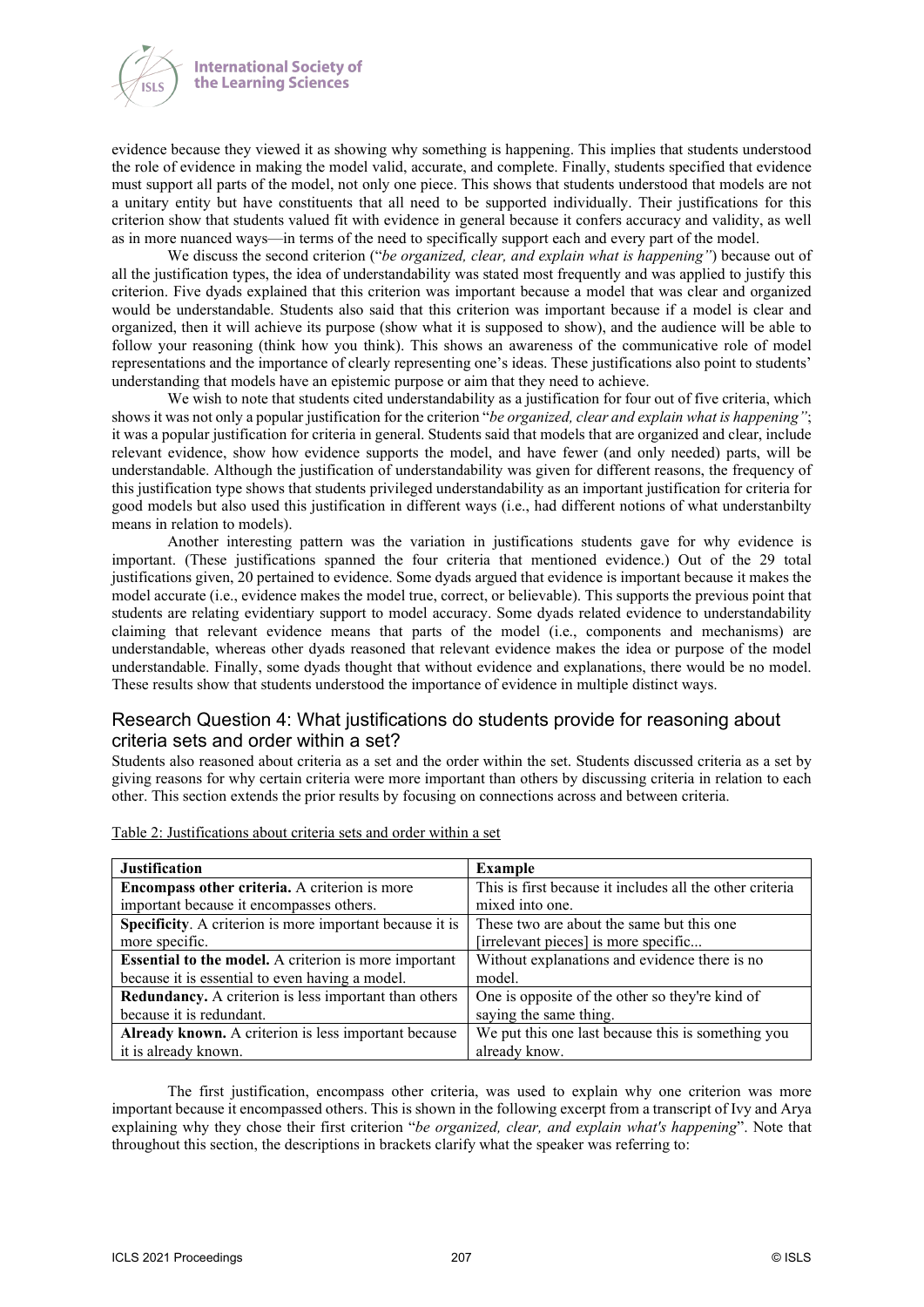evidence because they viewed it as showing why something is happening. This implies that students understood the role of evidence in making the model valid, accurate, and complete. Finally, students specified that evidence must support all parts of the model, not only one piece. This shows that students understood that models are not a unitary entity but have constituents that all need to be supported individually. Their justifications for this criterion show that students valued fit with evidence in general because it confers accuracy and validity, as well as in more nuanced ways—in terms of the need to specifically support each and every part of the model.

We discuss the second criterion ("*be organized, clear, and explain what is happening"*) because out of all the justification types, the idea of understandability was stated most frequently and was applied to justify this criterion. Five dyads explained that this criterion was important because a model that was clear and organized would be understandable. Students also said that this criterion was important because if a model is clear and organized, then it will achieve its purpose (show what it is supposed to show), and the audience will be able to follow your reasoning (think how you think). This shows an awareness of the communicative role of model representations and the importance of clearly representing one's ideas. These justifications also point to students' understanding that models have an epistemic purpose or aim that they need to achieve.

We wish to note that students cited understandability as a justification for four out of five criteria, which shows it was not only a popular justification for the criterion "*be organized, clear and explain what is happening"*; it was a popular justification for criteria in general. Students said that models that are organized and clear, include relevant evidence, show how evidence supports the model, and have fewer (and only needed) parts, will be understandable. Although the justification of understandability was given for different reasons, the frequency of this justification type shows that students privileged understandability as an important justification for criteria for good models but also used this justification in different ways (i.e., had different notions of what understanbilty means in relation to models).

Another interesting pattern was the variation in justifications students gave for why evidence is important. (These justifications spanned the four criteria that mentioned evidence.) Out of the 29 total justifications given, 20 pertained to evidence. Some dyads argued that evidence is important because it makes the model accurate (i.e., evidence makes the model true, correct, or believable). This supports the previous point that students are relating evidentiary support to model accuracy. Some dyads related evidence to understandability claiming that relevant evidence means that parts of the model (i.e., components and mechanisms) are understandable, whereas other dyads reasoned that relevant evidence makes the idea or purpose of the model understandable. Finally, some dyads thought that without evidence and explanations, there would be no model. These results show that students understood the importance of evidence in multiple distinct ways.

## Research Question 4: What justifications do students provide for reasoning about criteria sets and order within a set?

Students also reasoned about criteria as a set and the order within the set. Students discussed criteria as a set by giving reasons for why certain criteria were more important than others by discussing criteria in relation to each other. This section extends the prior results by focusing on connections across and between criteria.

Table 2: Justifications about criteria sets and order within a set

| Justification | Example |
|---|---|
| **Encompass other criteria.** A criterion is more important because it encompasses others. | This is first because it includes all the other criteria mixed into one. |
| **Specificity**. A criterion is more important because it is more specific. | These two are about the same but this one [irrelevant pieces] is more specific... |
| **Essential to the model.** A criterion is more important because it is essential to even having a model. | Without explanations and evidence there is no model. |
| **Redundancy.** A criterion is less important than others because it is redundant. | One is opposite of the other so they're kind of saying the same thing. |
| **Already known.** A criterion is less important because it is already known. | We put this one last because this is something you already know. |

The first justification, encompass other criteria, was used to explain why one criterion was more important because it encompassed others. This is shown in the following excerpt from a transcript of Ivy and Arya explaining why they chose their first criterion "*be organized, clear, and explain what's happening*". Note that throughout this section, the descriptions in brackets clarify what the speaker was referring to: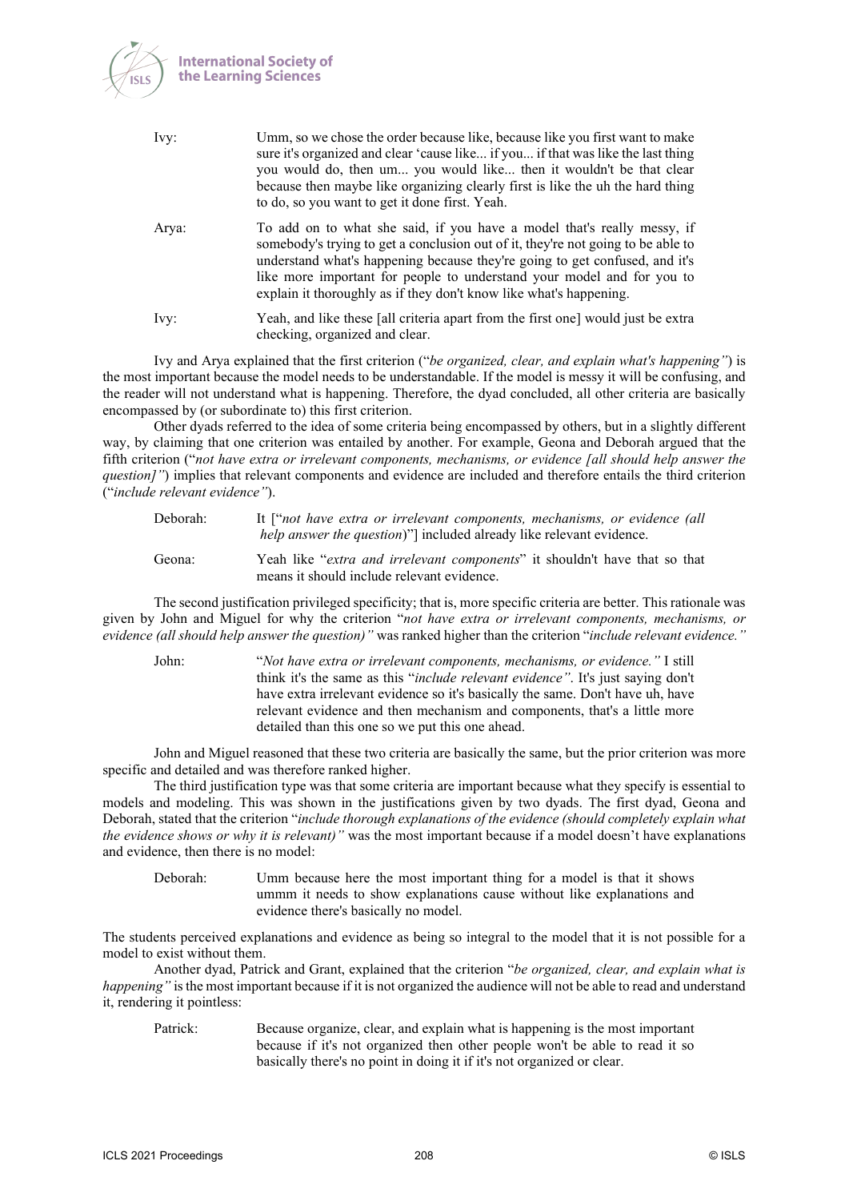Ivy: Umm, so we chose the order because like, because like you first want to make sure it's organized and clear 'cause like... if you... if that was like the last thing you would do, then um... you would like... then it wouldn't be that clear because then maybe like organizing clearly first is like the uh the hard thing to do, so you want to get it done first. Yeah.

Arya: To add on to what she said, if you have a model that's really messy, if somebody's trying to get a conclusion out of it, they're not going to be able to understand what's happening because they're going to get confused, and it's like more important for people to understand your model and for you to explain it thoroughly as if they don't know like what's happening.

Ivy: Yeah, and like these [all criteria apart from the first one] would just be extra checking, organized and clear.

Ivy and Arya explained that the first criterion ("*be organized, clear, and explain what's happening"*) is the most important because the model needs to be understandable. If the model is messy it will be confusing, and the reader will not understand what is happening. Therefore, the dyad concluded, all other criteria are basically encompassed by (or subordinate to) this first criterion.

Other dyads referred to the idea of some criteria being encompassed by others, but in a slightly different way, by claiming that one criterion was entailed by another. For example, Geona and Deborah argued that the fifth criterion ("*not have extra or irrelevant components, mechanisms, or evidence [all should help answer the question]"*) implies that relevant components and evidence are included and therefore entails the third criterion ("*include relevant evidence"*).

Deborah: It ["*not have extra or irrelevant components, mechanisms, or evidence (all help answer the question)*"] included already like relevant evidence.

Geona: Yeah like "*extra and irrelevant components*" it shouldn't have that so that means it should include relevant evidence.

The second justification privileged specificity; that is, more specific criteria are better. This rationale was given by John and Miguel for why the criterion "*not have extra or irrelevant components, mechanisms, or evidence (all should help answer the question)"* was ranked higher than the criterion "*include relevant evidence."*

John: "*Not have extra or irrelevant components, mechanisms, or evidence."* I still think it's the same as this "*include relevant evidence"*. It's just saying don't have extra irrelevant evidence so it's basically the same. Don't have uh, have relevant evidence and then mechanism and components, that's a little more detailed than this one so we put this one ahead.

John and Miguel reasoned that these two criteria are basically the same, but the prior criterion was more specific and detailed and was therefore ranked higher.

The third justification type was that some criteria are important because what they specify is essential to models and modeling. This was shown in the justifications given by two dyads. The first dyad, Geona and Deborah, stated that the criterion "*include thorough explanations of the evidence (should completely explain what the evidence shows or why it is relevant)"* was the most important because if a model doesn't have explanations and evidence, then there is no model:

Deborah: Umm because here the most important thing for a model is that it shows ummm it needs to show explanations cause without like explanations and evidence there's basically no model.

The students perceived explanations and evidence as being so integral to the model that it is not possible for a model to exist without them.

Another dyad, Patrick and Grant, explained that the criterion "*be organized, clear, and explain what is happening"* is the most important because if it is not organized the audience will not be able to read and understand it, rendering it pointless:

Patrick: Because organize, clear, and explain what is happening is the most important because if it's not organized then other people won't be able to read it so basically there's no point in doing it if it's not organized or clear.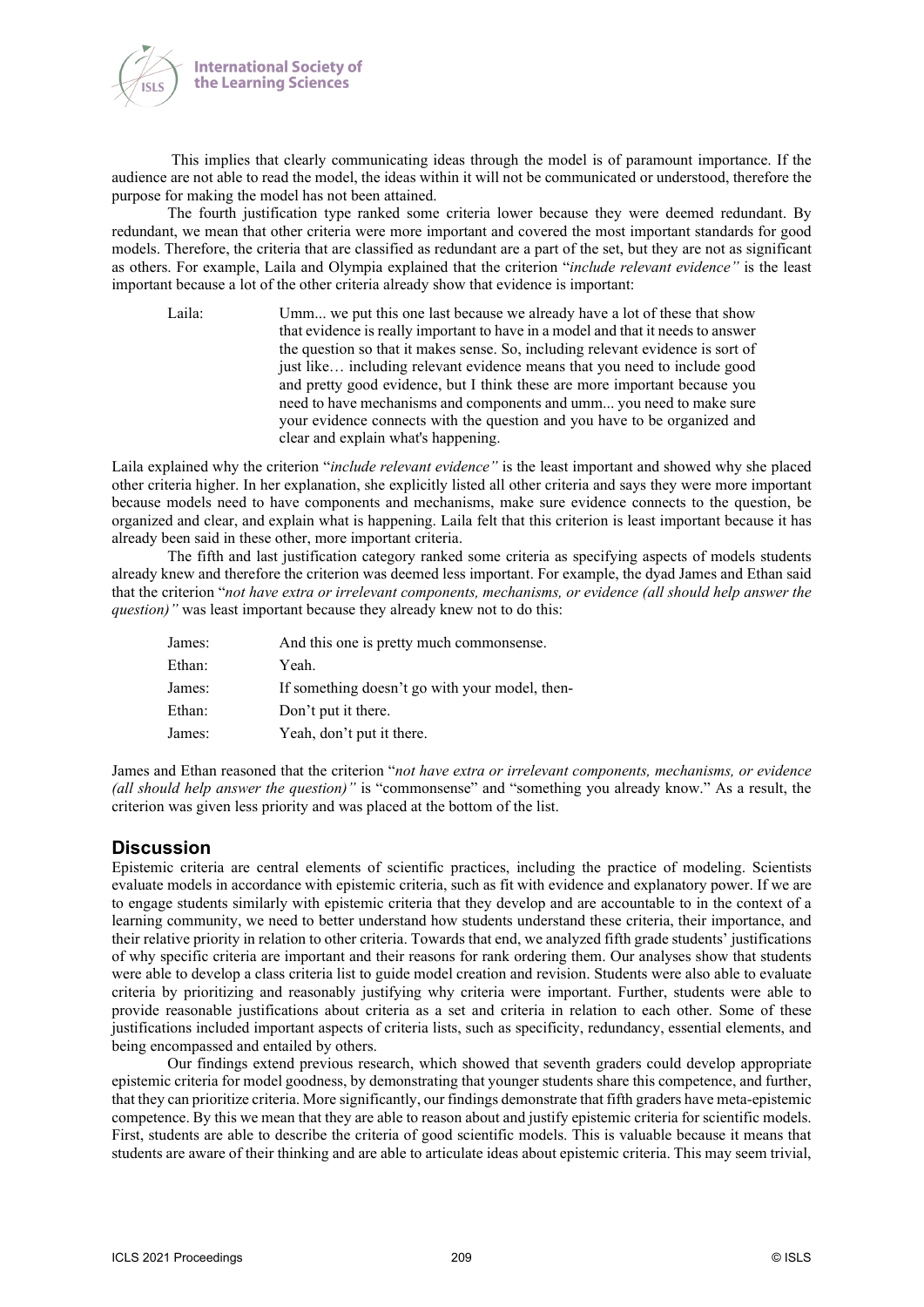This implies that clearly communicating ideas through the model is of paramount importance. If the audience are not able to read the model, the ideas within it will not be communicated or understood, therefore the purpose for making the model has not been attained.

The fourth justification type ranked some criteria lower because they were deemed redundant. By redundant, we mean that other criteria were more important and covered the most important standards for good models. Therefore, the criteria that are classified as redundant are a part of the set, but they are not as significant as others. For example, Laila and Olympia explained that the criterion "*include relevant evidence"* is the least important because a lot of the other criteria already show that evidence is important:

> Laila: Umm... we put this one last because we already have a lot of these that show that evidence is really important to have in a model and that it needs to answer the question so that it makes sense. So, including relevant evidence is sort of just like… including relevant evidence means that you need to include good and pretty good evidence, but I think these are more important because you need to have mechanisms and components and umm... you need to make sure your evidence connects with the question and you have to be organized and clear and explain what's happening.

Laila explained why the criterion "*include relevant evidence"* is the least important and showed why she placed other criteria higher. In her explanation, she explicitly listed all other criteria and says they were more important because models need to have components and mechanisms, make sure evidence connects to the question, be organized and clear, and explain what is happening. Laila felt that this criterion is least important because it has already been said in these other, more important criteria.

The fifth and last justification category ranked some criteria as specifying aspects of models students already knew and therefore the criterion was deemed less important. For example, the dyad James and Ethan said that the criterion "*not have extra or irrelevant components, mechanisms, or evidence (all should help answer the question)"* was least important because they already knew not to do this:

> James: And this one is pretty much commonsense.
> Ethan: Yeah.
> James: If something doesn't go with your model, then-
> Ethan: Don't put it there.
> James: Yeah, don't put it there.

James and Ethan reasoned that the criterion "*not have extra or irrelevant components, mechanisms, or evidence (all should help answer the question)"* is "commonsense" and "something you already know." As a result, the criterion was given less priority and was placed at the bottom of the list.

## Discussion

Epistemic criteria are central elements of scientific practices, including the practice of modeling. Scientists evaluate models in accordance with epistemic criteria, such as fit with evidence and explanatory power. If we are to engage students similarly with epistemic criteria that they develop and are accountable to in the context of a learning community, we need to better understand how students understand these criteria, their importance, and their relative priority in relation to other criteria. Towards that end, we analyzed fifth grade students' justifications of why specific criteria are important and their reasons for rank ordering them. Our analyses show that students were able to develop a class criteria list to guide model creation and revision. Students were also able to evaluate criteria by prioritizing and reasonably justifying why criteria were important. Further, students were able to provide reasonable justifications about criteria as a set and criteria in relation to each other. Some of these justifications included important aspects of criteria lists, such as specificity, redundancy, essential elements, and being encompassed and entailed by others.

Our findings extend previous research, which showed that seventh graders could develop appropriate epistemic criteria for model goodness, by demonstrating that younger students share this competence, and further, that they can prioritize criteria. More significantly, our findings demonstrate that fifth graders have meta-epistemic competence. By this we mean that they are able to reason about and justify epistemic criteria for scientific models. First, students are able to describe the criteria of good scientific models. This is valuable because it means that students are aware of their thinking and are able to articulate ideas about epistemic criteria. This may seem trivial,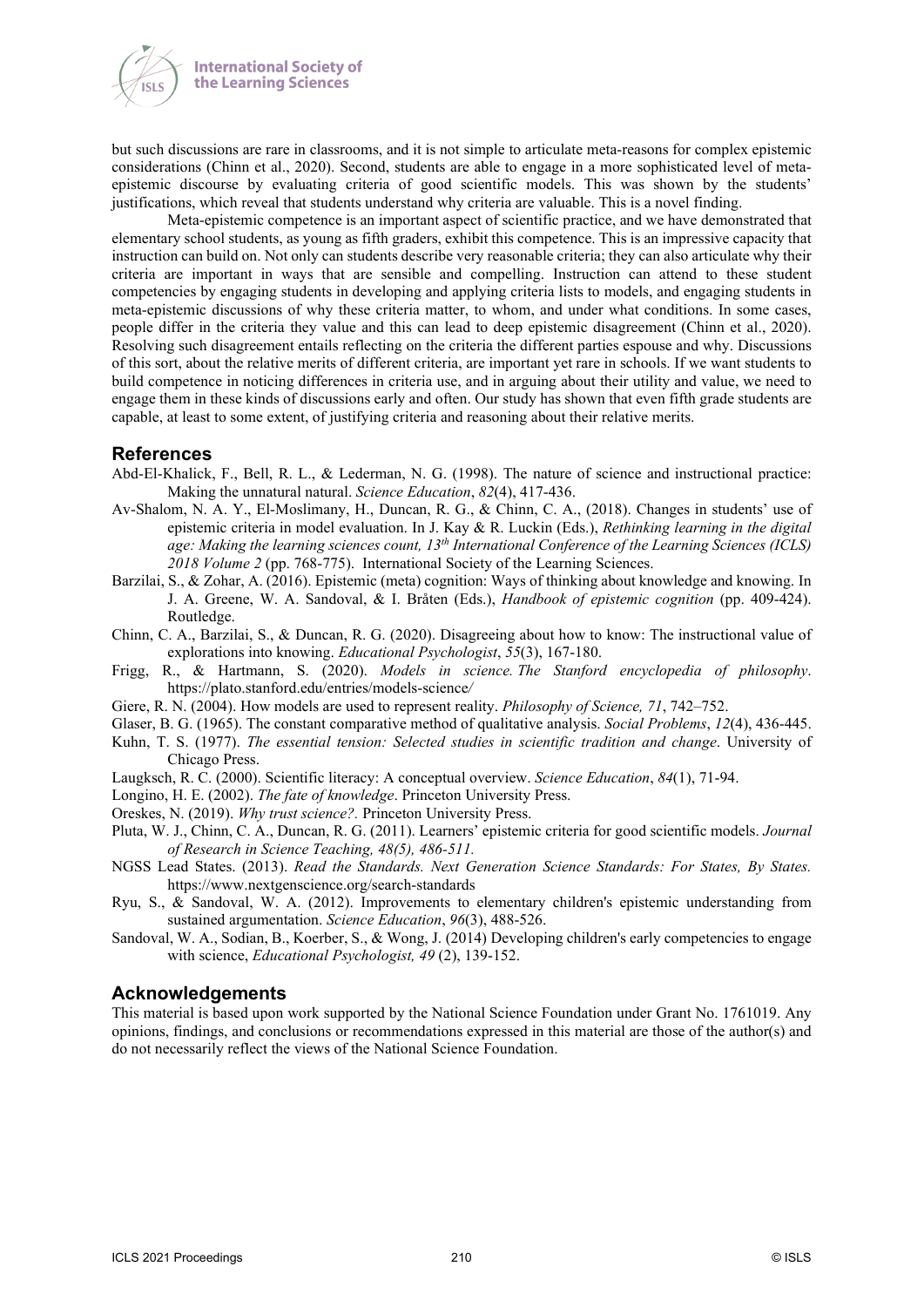but such discussions are rare in classrooms, and it is not simple to articulate meta-reasons for complex epistemic considerations (Chinn et al., 2020). Second, students are able to engage in a more sophisticated level of meta-epistemic discourse by evaluating criteria of good scientific models. This was shown by the students' justifications, which reveal that students understand why criteria are valuable. This is a novel finding.

Meta-epistemic competence is an important aspect of scientific practice, and we have demonstrated that elementary school students, as young as fifth graders, exhibit this competence. This is an impressive capacity that instruction can build on. Not only can students describe very reasonable criteria; they can also articulate why their criteria are important in ways that are sensible and compelling. Instruction can attend to these student competencies by engaging students in developing and applying criteria lists to models, and engaging students in meta-epistemic discussions of why these criteria matter, to whom, and under what conditions. In some cases, people differ in the criteria they value and this can lead to deep epistemic disagreement (Chinn et al., 2020). Resolving such disagreement entails reflecting on the criteria the different parties espouse and why. Discussions of this sort, about the relative merits of different criteria, are important yet rare in schools. If we want students to build competence in noticing differences in criteria use, and in arguing about their utility and value, we need to engage them in these kinds of discussions early and often. Our study has shown that even fifth grade students are capable, at least to some extent, of justifying criteria and reasoning about their relative merits.

## References

Abd-El-Khalick, F., Bell, R. L., & Lederman, N. G. (1998). The nature of science and instructional practice: Making the unnatural natural. *Science Education*, *82*(4), 417-436.

Av-Shalom, N. A. Y., El-Moslimany, H., Duncan, R. G., & Chinn, C. A., (2018). Changes in students' use of epistemic criteria in model evaluation. In J. Kay & R. Luckin (Eds.), *Rethinking learning in the digital age: Making the learning sciences count, 13th International Conference of the Learning Sciences (ICLS) 2018 Volume 2* (pp. 768-775). International Society of the Learning Sciences.

Barzilai, S., & Zohar, A. (2016). Epistemic (meta) cognition: Ways of thinking about knowledge and knowing. In J. A. Greene, W. A. Sandoval, & I. Bråten (Eds.), *Handbook of epistemic cognition* (pp. 409-424). Routledge.

Chinn, C. A., Barzilai, S., & Duncan, R. G. (2020). Disagreeing about how to know: The instructional value of explorations into knowing. *Educational Psychologist*, *55*(3), 167-180.

Frigg, R., & Hartmann, S. (2020). *Models in science. The Stanford encyclopedia of philosophy*. https://plato.stanford.edu/entries/models-science/

Giere, R. N. (2004). How models are used to represent reality. *Philosophy of Science, 71*, 742–752.

Glaser, B. G. (1965). The constant comparative method of qualitative analysis. *Social Problems*, *12*(4), 436-445.

Kuhn, T. S. (1977). *The essential tension: Selected studies in scientific tradition and change*. University of Chicago Press.

Laugksch, R. C. (2000). Scientific literacy: A conceptual overview. *Science Education*, *84*(1), 71-94.

Longino, H. E. (2002). *The fate of knowledge*. Princeton University Press.

Oreskes, N. (2019). *Why trust science?.* Princeton University Press.

Pluta, W. J., Chinn, C. A., Duncan, R. G. (2011). Learners' epistemic criteria for good scientific models. *Journal of Research in Science Teaching, 48(5), 486-511.*

NGSS Lead States. (2013). *Read the Standards. Next Generation Science Standards: For States, By States.* https://www.nextgenscience.org/search-standards

Ryu, S., & Sandoval, W. A. (2012). Improvements to elementary children's epistemic understanding from sustained argumentation. *Science Education*, *96*(3), 488-526.

Sandoval, W. A., Sodian, B., Koerber, S., & Wong, J. (2014) Developing children's early competencies to engage with science, *Educational Psychologist, 49* (2), 139-152.

## Acknowledgements

This material is based upon work supported by the National Science Foundation under Grant No. 1761019. Any opinions, findings, and conclusions or recommendations expressed in this material are those of the author(s) and do not necessarily reflect the views of the National Science Foundation.